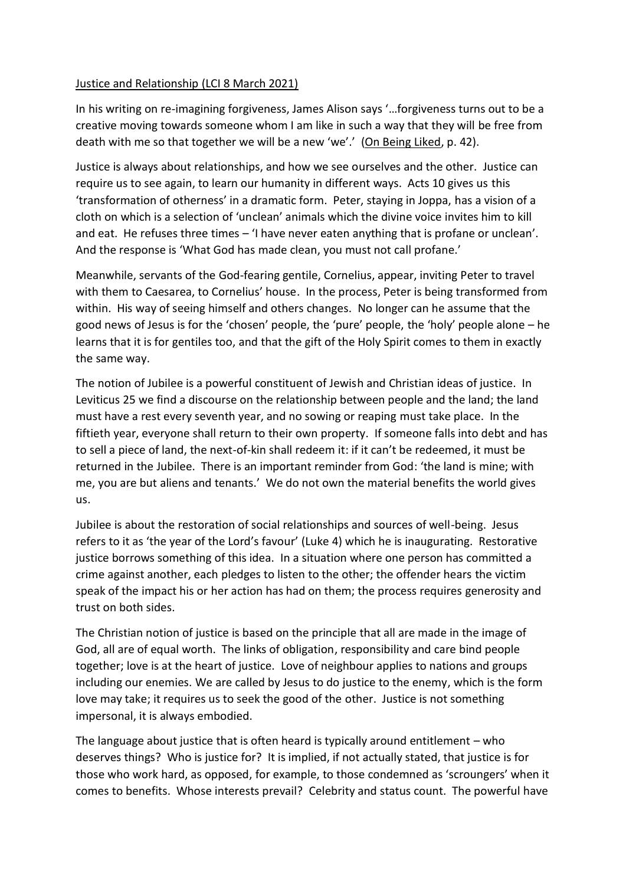Justice and Relationship (LCI 8 March 2021)

In his writing on re-imagining forgiveness, James Alison says '…forgiveness turns out to be a creative moving towards someone whom I am like in such a way that they will be free from death with me so that together we will be a new 'we'.' (On Being Liked, p. 42).

Justice is always about relationships, and how we see ourselves and the other. Justice can require us to see again, to learn our humanity in different ways. Acts 10 gives us this 'transformation of otherness' in a dramatic form. Peter, staying in Joppa, has a vision of a cloth on which is a selection of 'unclean' animals which the divine voice invites him to kill and eat. He refuses three times – 'I have never eaten anything that is profane or unclean'. And the response is 'What God has made clean, you must not call profane.'

Meanwhile, servants of the God-fearing gentile, Cornelius, appear, inviting Peter to travel with them to Caesarea, to Cornelius' house. In the process, Peter is being transformed from within. His way of seeing himself and others changes. No longer can he assume that the good news of Jesus is for the 'chosen' people, the 'pure' people, the 'holy' people alone – he learns that it is for gentiles too, and that the gift of the Holy Spirit comes to them in exactly the same way.

The notion of Jubilee is a powerful constituent of Jewish and Christian ideas of justice. In Leviticus 25 we find a discourse on the relationship between people and the land; the land must have a rest every seventh year, and no sowing or reaping must take place. In the fiftieth year, everyone shall return to their own property. If someone falls into debt and has to sell a piece of land, the next-of-kin shall redeem it: if it can't be redeemed, it must be returned in the Jubilee. There is an important reminder from God: 'the land is mine; with me, you are but aliens and tenants.' We do not own the material benefits the world gives us.

Jubilee is about the restoration of social relationships and sources of well-being. Jesus refers to it as 'the year of the Lord's favour' (Luke 4) which he is inaugurating. Restorative justice borrows something of this idea. In a situation where one person has committed a crime against another, each pledges to listen to the other; the offender hears the victim speak of the impact his or her action has had on them; the process requires generosity and trust on both sides.

The Christian notion of justice is based on the principle that all are made in the image of God, all are of equal worth. The links of obligation, responsibility and care bind people together; love is at the heart of justice. Love of neighbour applies to nations and groups including our enemies. We are called by Jesus to do justice to the enemy, which is the form love may take; it requires us to seek the good of the other. Justice is not something impersonal, it is always embodied.

The language about justice that is often heard is typically around entitlement – who deserves things? Who is justice for? It is implied, if not actually stated, that justice is for those who work hard, as opposed, for example, to those condemned as 'scroungers' when it comes to benefits. Whose interests prevail? Celebrity and status count. The powerful have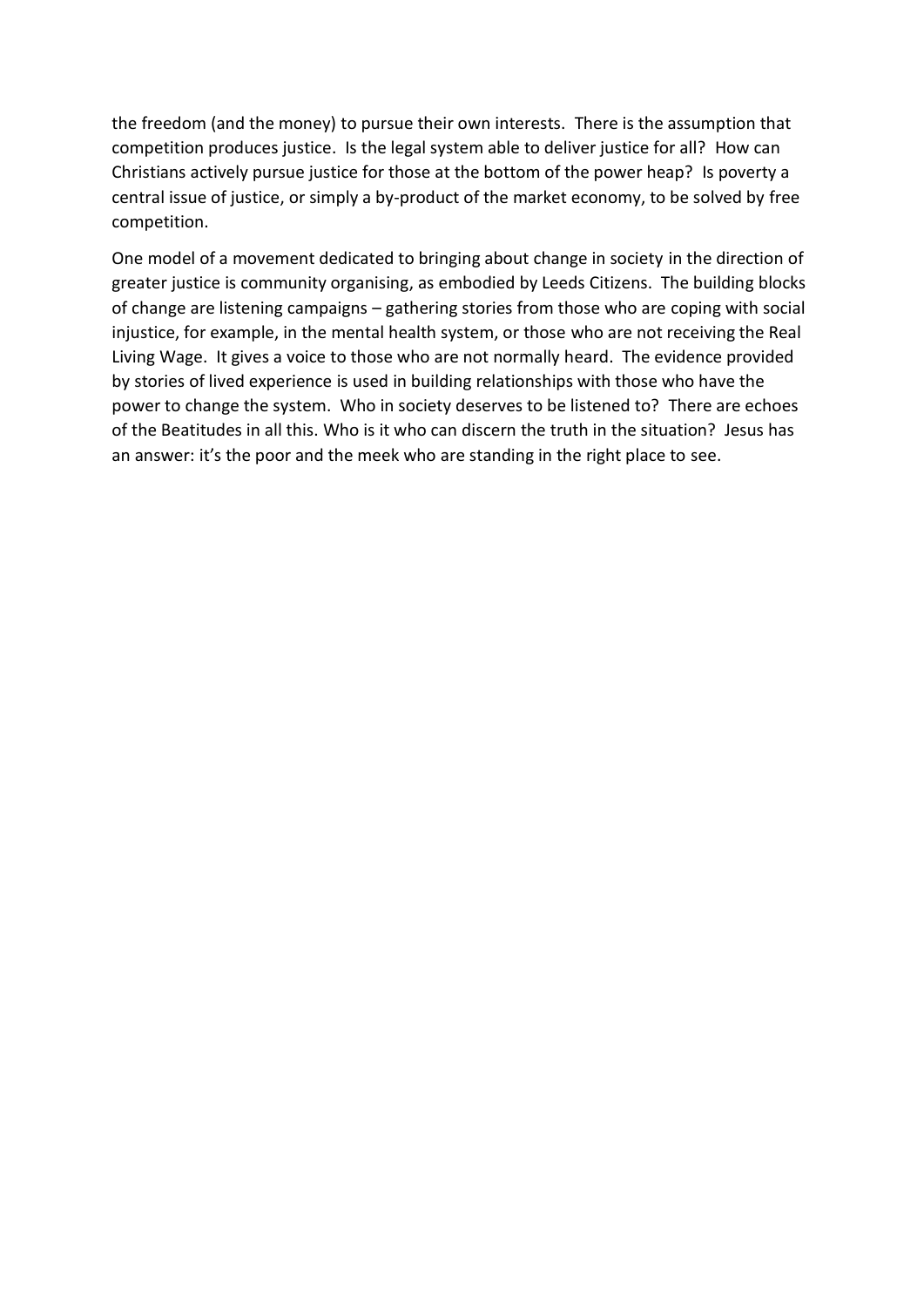the freedom (and the money) to pursue their own interests. There is the assumption that competition produces justice. Is the legal system able to deliver justice for all? How can Christians actively pursue justice for those at the bottom of the power heap? Is poverty a central issue of justice, or simply a by-product of the market economy, to be solved by free competition.

One model of a movement dedicated to bringing about change in society in the direction of greater justice is community organising, as embodied by Leeds Citizens. The building blocks of change are listening campaigns – gathering stories from those who are coping with social injustice, for example, in the mental health system, or those who are not receiving the Real Living Wage. It gives a voice to those who are not normally heard. The evidence provided by stories of lived experience is used in building relationships with those who have the power to change the system. Who in society deserves to be listened to? There are echoes of the Beatitudes in all this. Who is it who can discern the truth in the situation? Jesus has an answer: it's the poor and the meek who are standing in the right place to see.